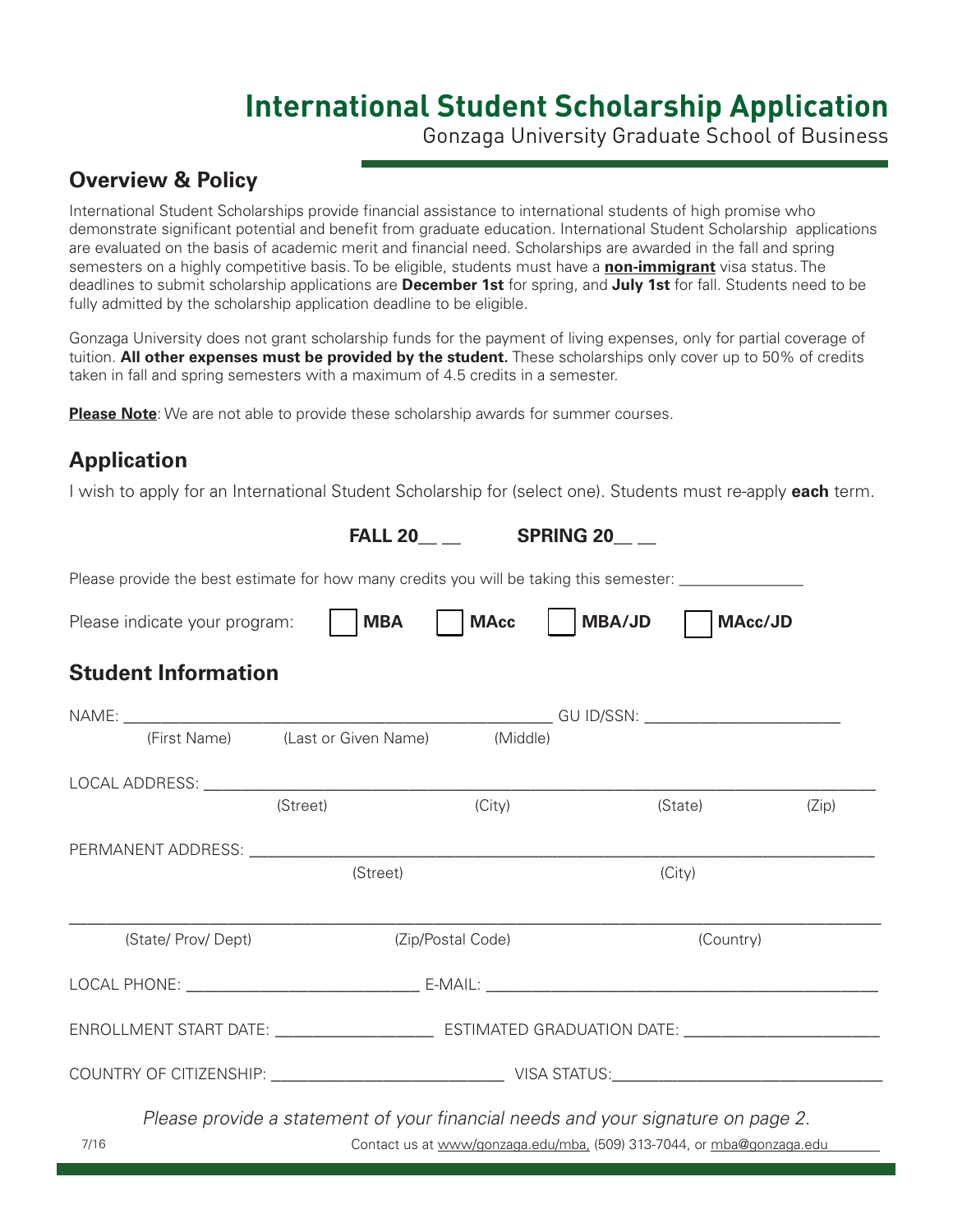# International Student Scholarship Application

Gonzaga University Graduate School of Business

## Overview & Policy

International Student Scholarships provide financial assistance to international students of high promise who demonstrate significant potential and benefit from graduate education. International Student Scholarship applications are evaluated on the basis of academic merit and financial need. Scholarships are awarded in the fall and spring semesters on a highly competitive basis. To be eligible, students must have a **non-immigrant** visa status. The deadlines to submit scholarship applications are **December 1st** for spring, and **July 1st** for fall. Students need to be fully admitted by the scholarship application deadline to be eligible.

Gonzaga University does not grant scholarship funds for the payment of living expenses, only for partial coverage of tuition. **All other expenses must be provided by the student.** These scholarships only cover up to 50% of credits taken in fall and spring semesters with a maximum of 4.5 credits in a semester.

**Please Note**: We are not able to provide these scholarship awards for summer courses.

## Application

I wish to apply for an International Student Scholarship for (select one). Students must re-apply **each** term.

**FALL 20__ __** **SPRING 20__ __**

Please provide the best estimate for how many credits you will be taking this semester: _______________

Please indicate your program: ☐ **MBA** ☐ **MAcc** ☐ **MBA/JD** ☐ **MAcc/JD**

## Student Information

NAME: ____________________________________________________ GU ID/SSN: ________________________

(First Name) (Last or Given Name) (Middle)

LOCAL ADDRESS: __________________________________________________________________________________

(Street) (City) (State) (Zip)

PERMANENT ADDRESS: ______________________________________________________________________________

(Street) (City)

__________________________________________________________________________________________________

(State/ Prov/ Dept) (Zip/Postal Code) (Country)

LOCAL PHONE: _____________________________ E-MAIL: _______________________________________________

ENROLLMENT START DATE: ____________________ ESTIMATED GRADUATION DATE: ________________________

COUNTRY OF CITIZENSHIP: ____________________________ VISA STATUS: _________________________________

*Please provide a statement of your financial needs and your signature on page 2.*

7/16

Contact us at www/gonzaga.edu/mba, (509) 313-7044, or mba@gonzaga.edu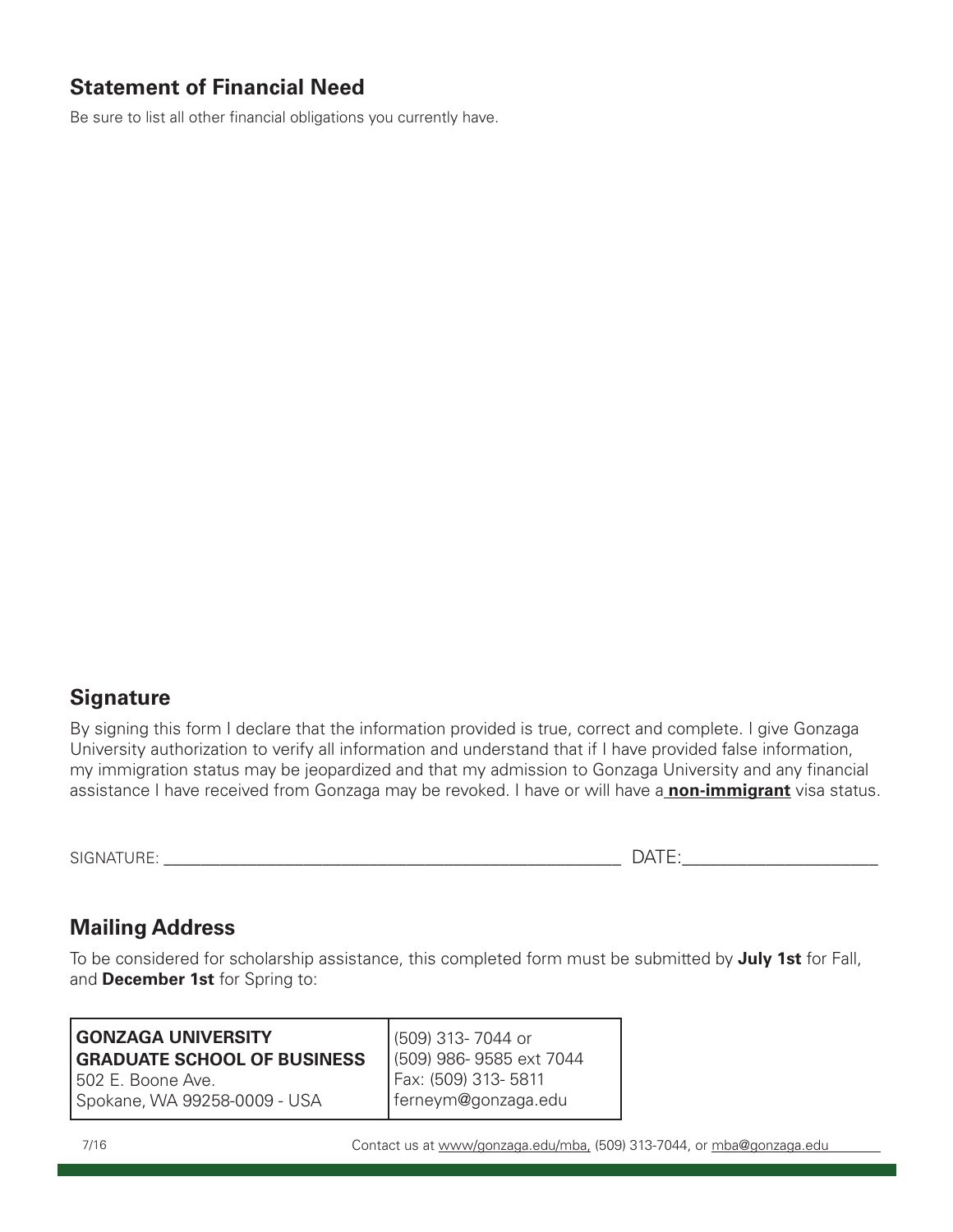## Statement of Financial Need

Be sure to list all other financial obligations you currently have.

## Signature

By signing this form I declare that the information provided is true, correct and complete. I give Gonzaga University authorization to verify all information and understand that if I have provided false information, my immigration status may be jeopardized and that my admission to Gonzaga University and any financial assistance I have received from Gonzaga may be revoked. I have or will have a **non-immigrant** visa status.

SIGNATURE: ______________________________ DATE: ____________________

## Mailing Address

To be considered for scholarship assistance, this completed form must be submitted by **July 1st** for Fall, and **December 1st** for Spring to:

| | |
|---|---|
| **GONZAGA UNIVERSITY**<br>**GRADUATE SCHOOL OF BUSINESS**<br>502 E. Boone Ave.<br>Spokane, WA 99258-0009 - USA | (509) 313- 7044 or<br>(509) 986- 9585 ext 7044<br>Fax: (509) 313- 5811<br>ferneym@gonzaga.edu |

7/16

Contact us at www/gonzaga.edu/mba, (509) 313-7044, or mba@gonzaga.edu